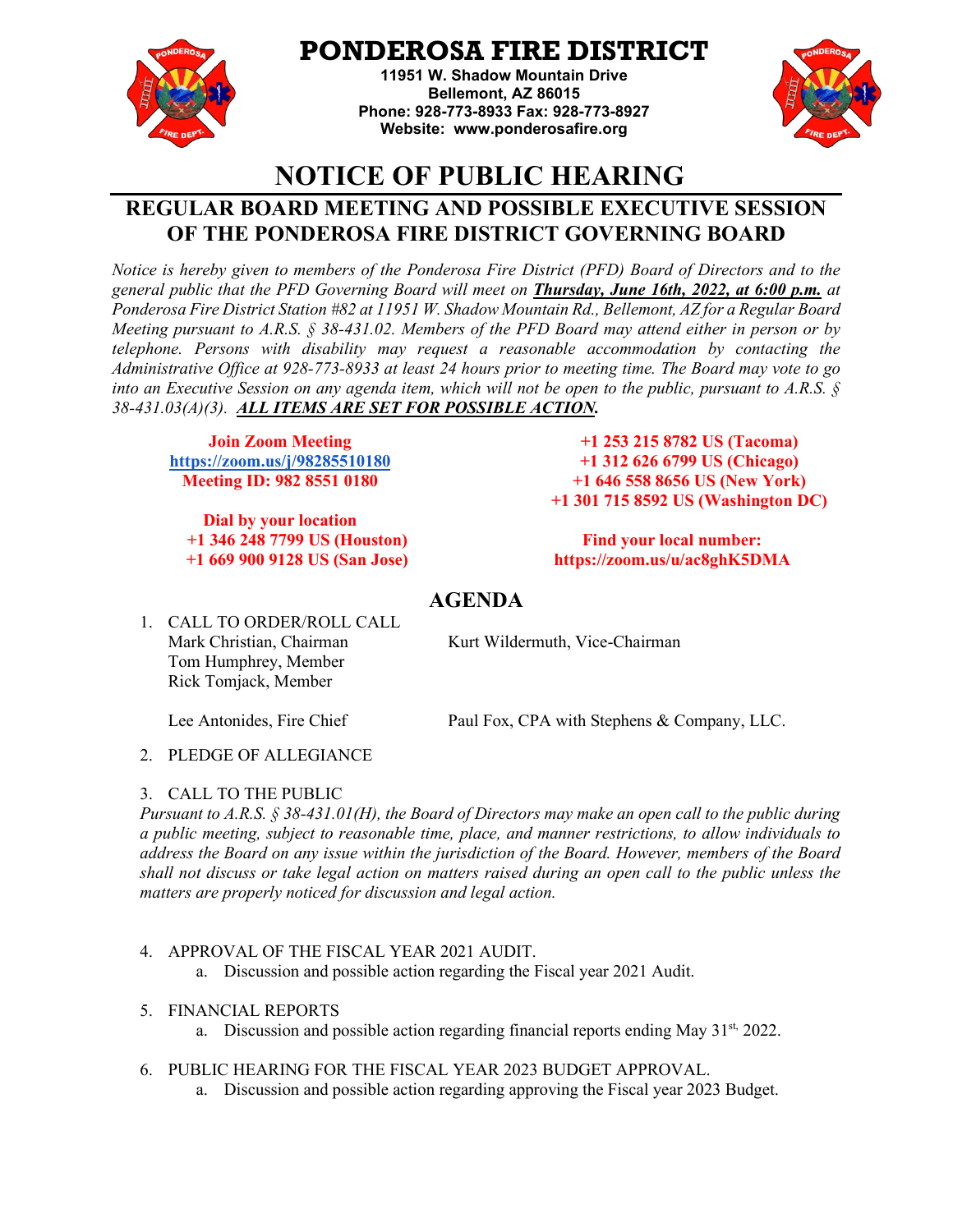# PONDEROSA FIRE DISTRICT

**11951 W. Shadow Mountain Drive**
**Bellemont, AZ 86015**
**Phone: 928-773-8933 Fax: 928-773-8927**
**Website: www.ponderosafire.org**

# NOTICE OF PUBLIC HEARING

## REGULAR BOARD MEETING AND POSSIBLE EXECUTIVE SESSION OF THE PONDEROSA FIRE DISTRICT GOVERNING BOARD

*Notice is hereby given to members of the Ponderosa Fire District (PFD) Board of Directors and to the general public that the PFD Governing Board will meet on* ***Thursday, June 16th, 2022, at 6:00 p.m.*** *at Ponderosa Fire District Station #82 at 11951 W. Shadow Mountain Rd., Bellemont, AZ for a Regular Board Meeting pursuant to A.R.S. § 38-431.02. Members of the PFD Board may attend either in person or by telephone. Persons with disability may request a reasonable accommodation by contacting the Administrative Office at 928-773-8933 at least 24 hours prior to meeting time. The Board may vote to go into an Executive Session on any agenda item, which will not be open to the public, pursuant to A.R.S. § 38-431.03(A)(3).* ***ALL ITEMS ARE SET FOR POSSIBLE ACTION.***

**Join Zoom Meeting**
**https://zoom.us/j/98285510180**
**Meeting ID: 982 8551 0180**

**Dial by your location**
**+1 346 248 7799 US (Houston)**
**+1 669 900 9128 US (San Jose)**
**+1 253 215 8782 US (Tacoma)**
**+1 312 626 6799 US (Chicago)**
**+1 646 558 8656 US (New York)**
**+1 301 715 8592 US (Washington DC)**

**Find your local number:**
**https://zoom.us/u/ac8ghK5DMA**

## AGENDA

1. CALL TO ORDER/ROLL CALL
   Mark Christian, Chairman
   Kurt Wildermuth, Vice-Chairman
   Tom Humphrey, Member
   Rick Tomjack, Member

   Lee Antonides, Fire Chief
   Paul Fox, CPA with Stephens & Company, LLC.

2. PLEDGE OF ALLEGIANCE

3. CALL TO THE PUBLIC
   *Pursuant to A.R.S. § 38-431.01(H), the Board of Directors may make an open call to the public during a public meeting, subject to reasonable time, place, and manner restrictions, to allow individuals to address the Board on any issue within the jurisdiction of the Board. However, members of the Board shall not discuss or take legal action on matters raised during an open call to the public unless the matters are properly noticed for discussion and legal action.*

4. APPROVAL OF THE FISCAL YEAR 2021 AUDIT.
   a. Discussion and possible action regarding the Fiscal year 2021 Audit.

5. FINANCIAL REPORTS
   a. Discussion and possible action regarding financial reports ending May 31st, 2022.

6. PUBLIC HEARING FOR THE FISCAL YEAR 2023 BUDGET APPROVAL.
   a. Discussion and possible action regarding approving the Fiscal year 2023 Budget.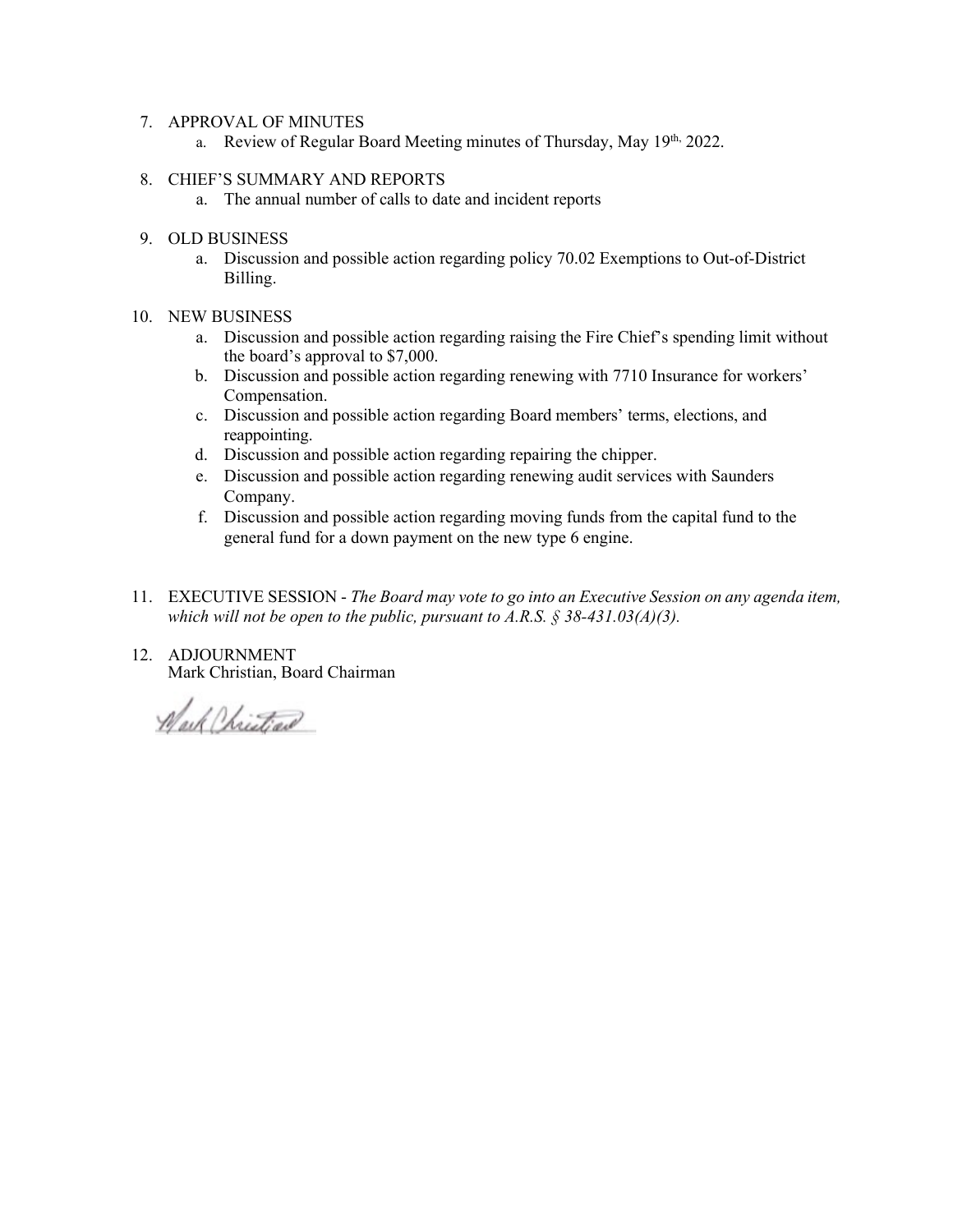7. APPROVAL OF MINUTES
   a. Review of Regular Board Meeting minutes of Thursday, May 19th, 2022.

8. CHIEF'S SUMMARY AND REPORTS
   a. The annual number of calls to date and incident reports

9. OLD BUSINESS
   a. Discussion and possible action regarding policy 70.02 Exemptions to Out-of-District Billing.

10. NEW BUSINESS
    a. Discussion and possible action regarding raising the Fire Chief's spending limit without the board's approval to $7,000.
    b. Discussion and possible action regarding renewing with 7710 Insurance for workers' Compensation.
    c. Discussion and possible action regarding Board members' terms, elections, and reappointing.
    d. Discussion and possible action regarding repairing the chipper.
    e. Discussion and possible action regarding renewing audit services with Saunders Company.
    f. Discussion and possible action regarding moving funds from the capital fund to the general fund for a down payment on the new type 6 engine.

11. EXECUTIVE SESSION - *The Board may vote to go into an Executive Session on any agenda item, which will not be open to the public, pursuant to A.R.S. § 38-431.03(A)(3).*

12. ADJOURNMENT
    Mark Christian, Board Chairman

Mark Christian